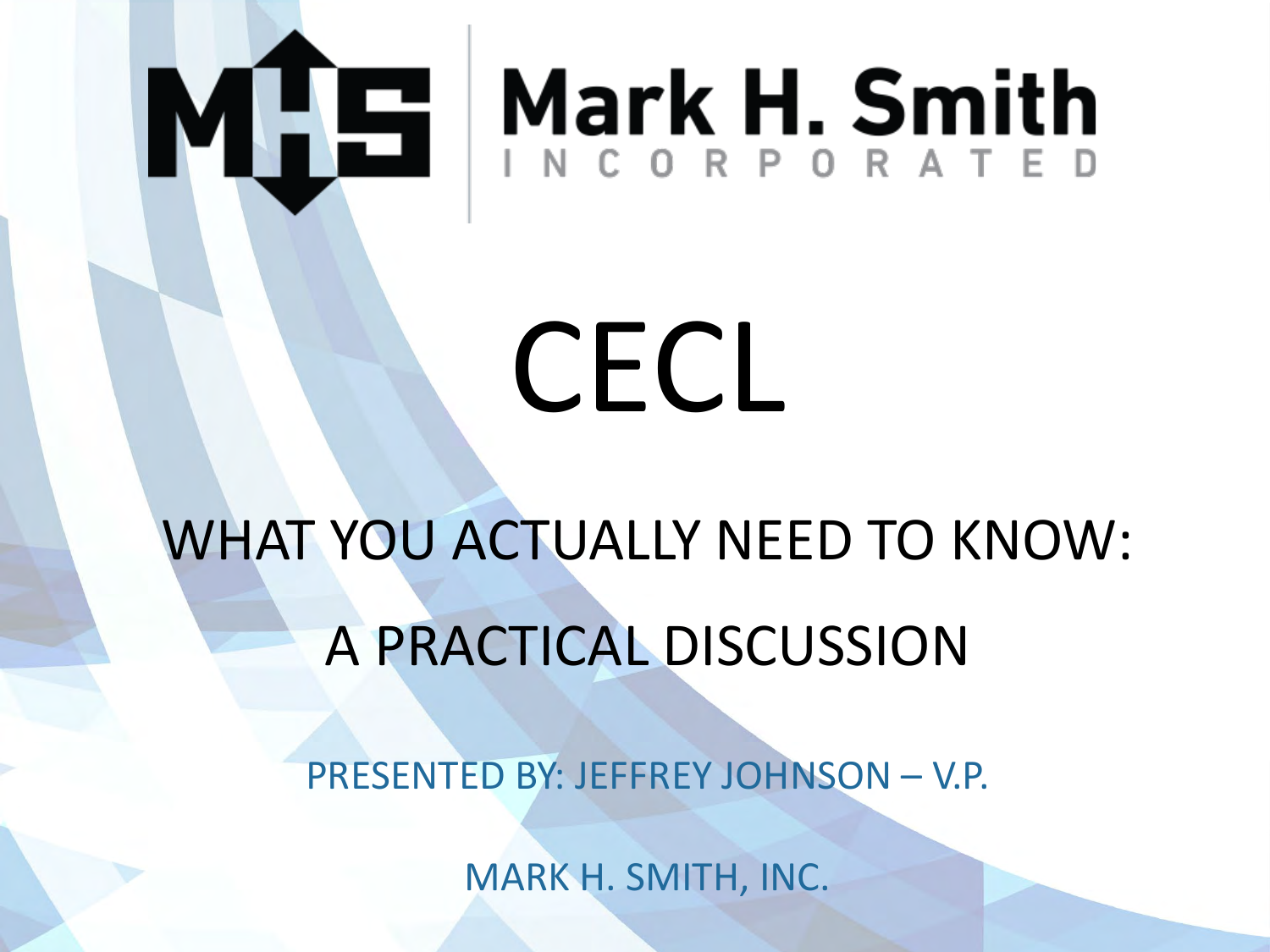Mark H. Smith INCORPORATED

# CECL

## WHAT YOU ACTUALLY NEED TO KNOW:

## A PRACTICAL DISCUSSION

PRESENTED BY: JEFFREY JOHNSON – V.P.

MARK H. SMITH, INC.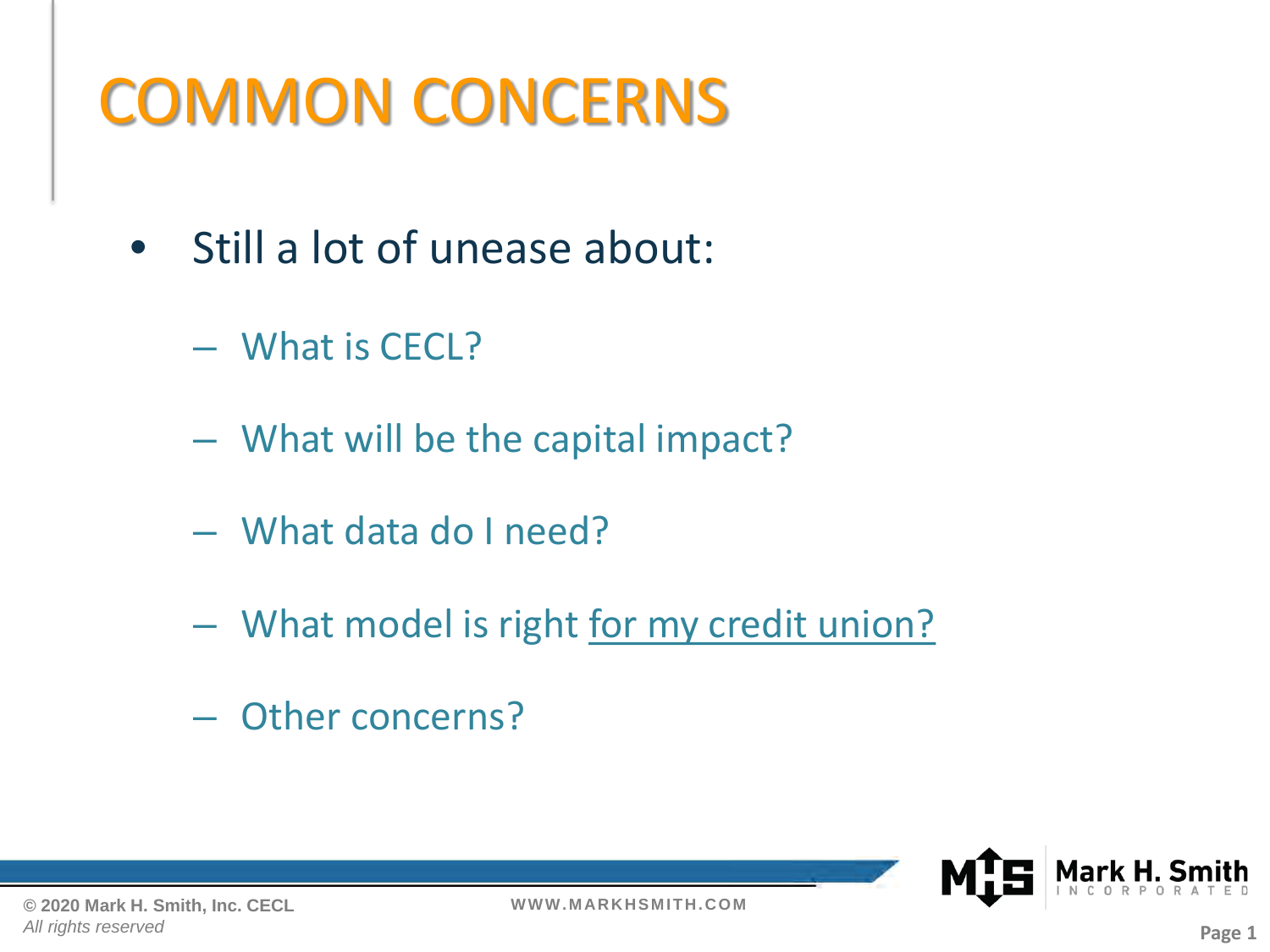# COMMON CONCERNS

- Still a lot of unease about:
  - What is CECL?
  - What will be the capital impact?
  - What data do I need?
  - What model is right for my credit union?
  - Other concerns?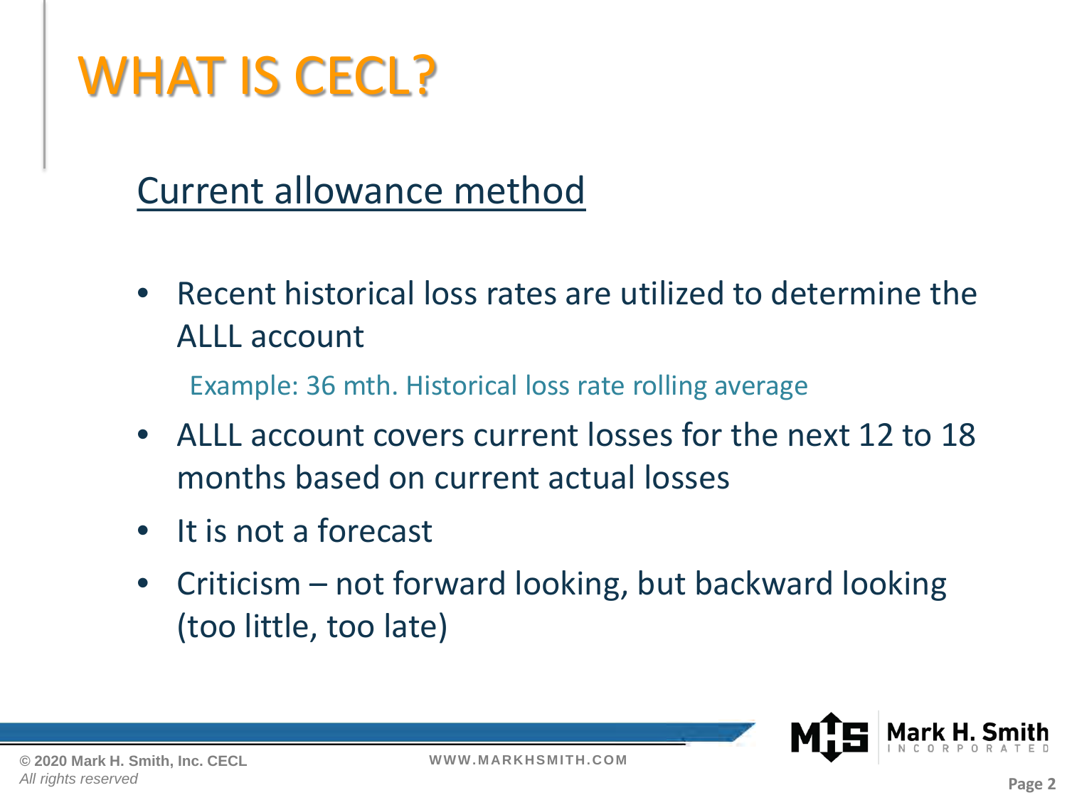# WHAT IS CECL?

## Current allowance method

- Recent historical loss rates are utilized to determine the ALLL account

  Example: 36 mth. Historical loss rate rolling average

- ALLL account covers current losses for the next 12 to 18 months based on current actual losses
- It is not a forecast
- Criticism – not forward looking, but backward looking (too little, too late)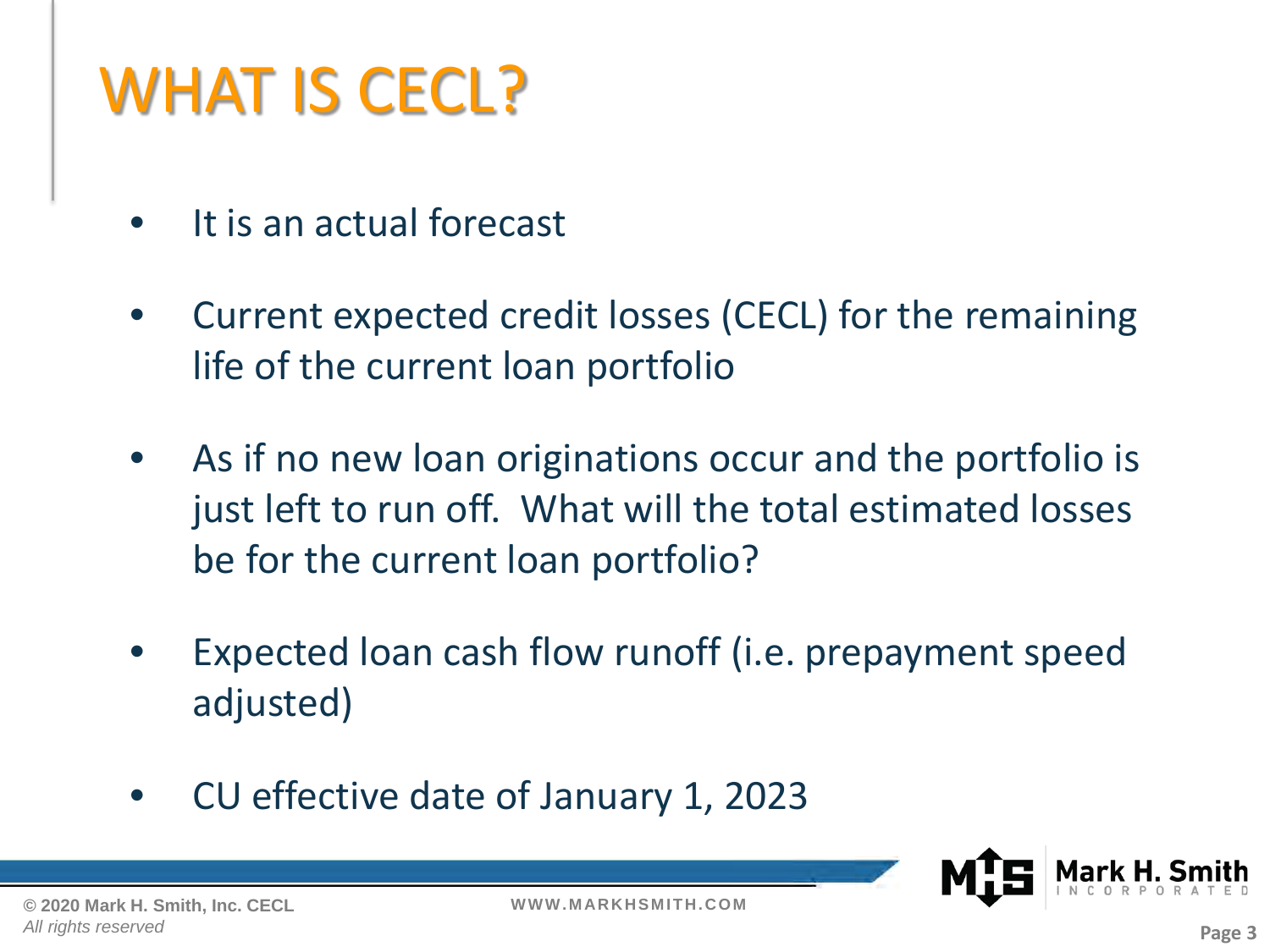# WHAT IS CECL?

- It is an actual forecast
- Current expected credit losses (CECL) for the remaining life of the current loan portfolio
- As if no new loan originations occur and the portfolio is just left to run off. What will the total estimated losses be for the current loan portfolio?
- Expected loan cash flow runoff (i.e. prepayment speed adjusted)
- CU effective date of January 1, 2023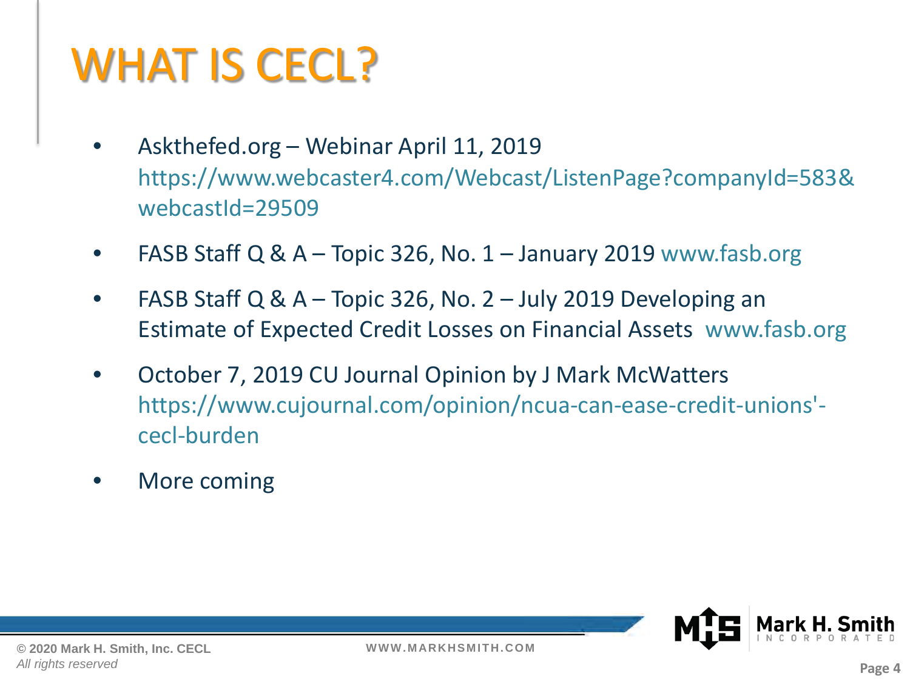# WHAT IS CECL?

- Askthefed.org – Webinar April 11, 2019 https://www.webcaster4.com/Webcast/ListenPage?companyId=583&webcastId=29509
- FASB Staff Q & A – Topic 326, No. 1 – January 2019 www.fasb.org
- FASB Staff Q & A – Topic 326, No. 2 – July 2019 Developing an Estimate of Expected Credit Losses on Financial Assets www.fasb.org
- October 7, 2019 CU Journal Opinion by J Mark McWatters https://www.cujournal.com/opinion/ncua-can-ease-credit-unions'-cecl-burden
- More coming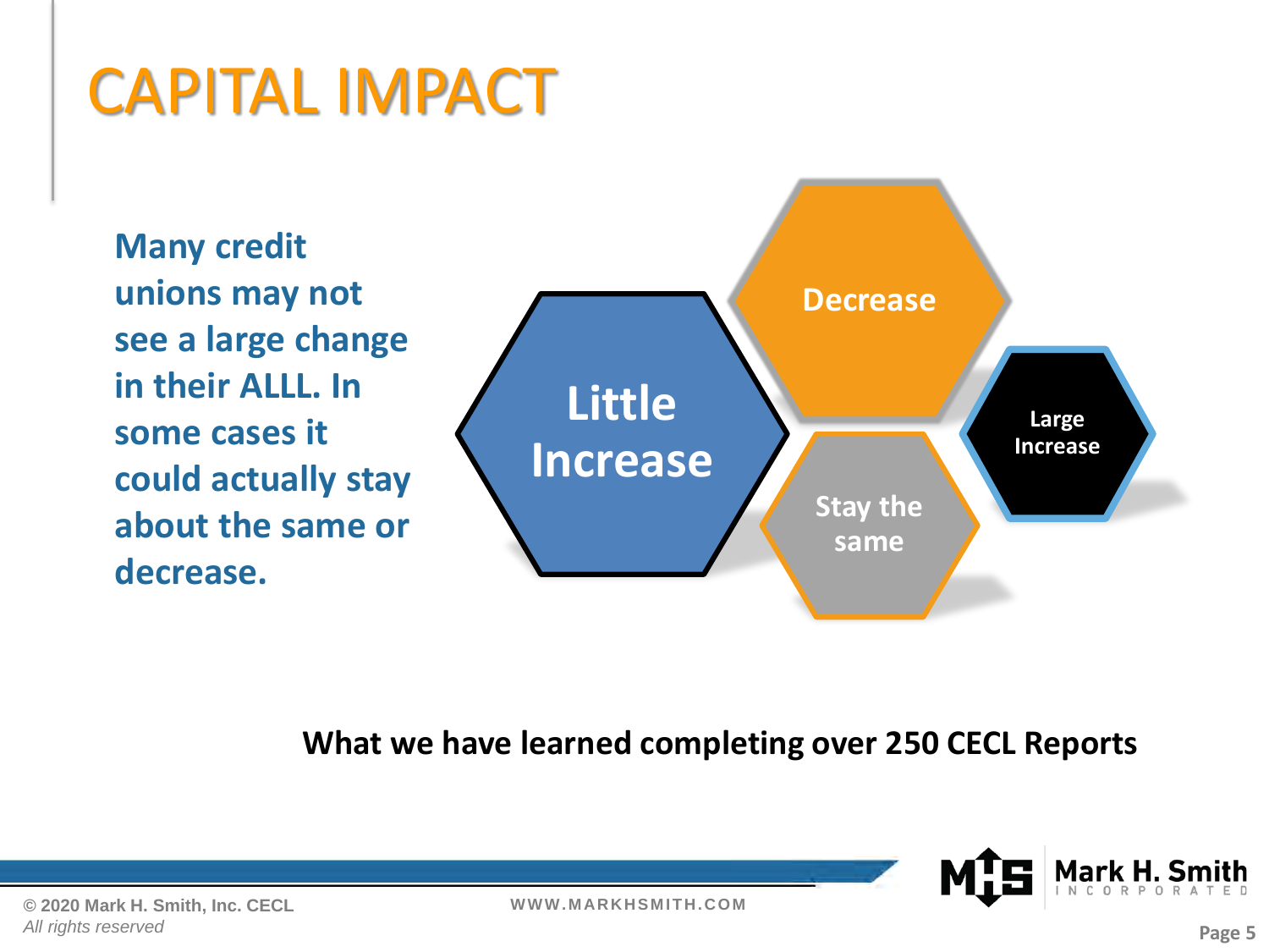# CAPITAL IMPACT

**Many credit unions may not see a large change in their ALLL. In some cases it could actually stay about the same or decrease.**

- Little Increase
- Decrease
- Stay the same
- Large Increase

**What we have learned completing over 250 CECL Reports**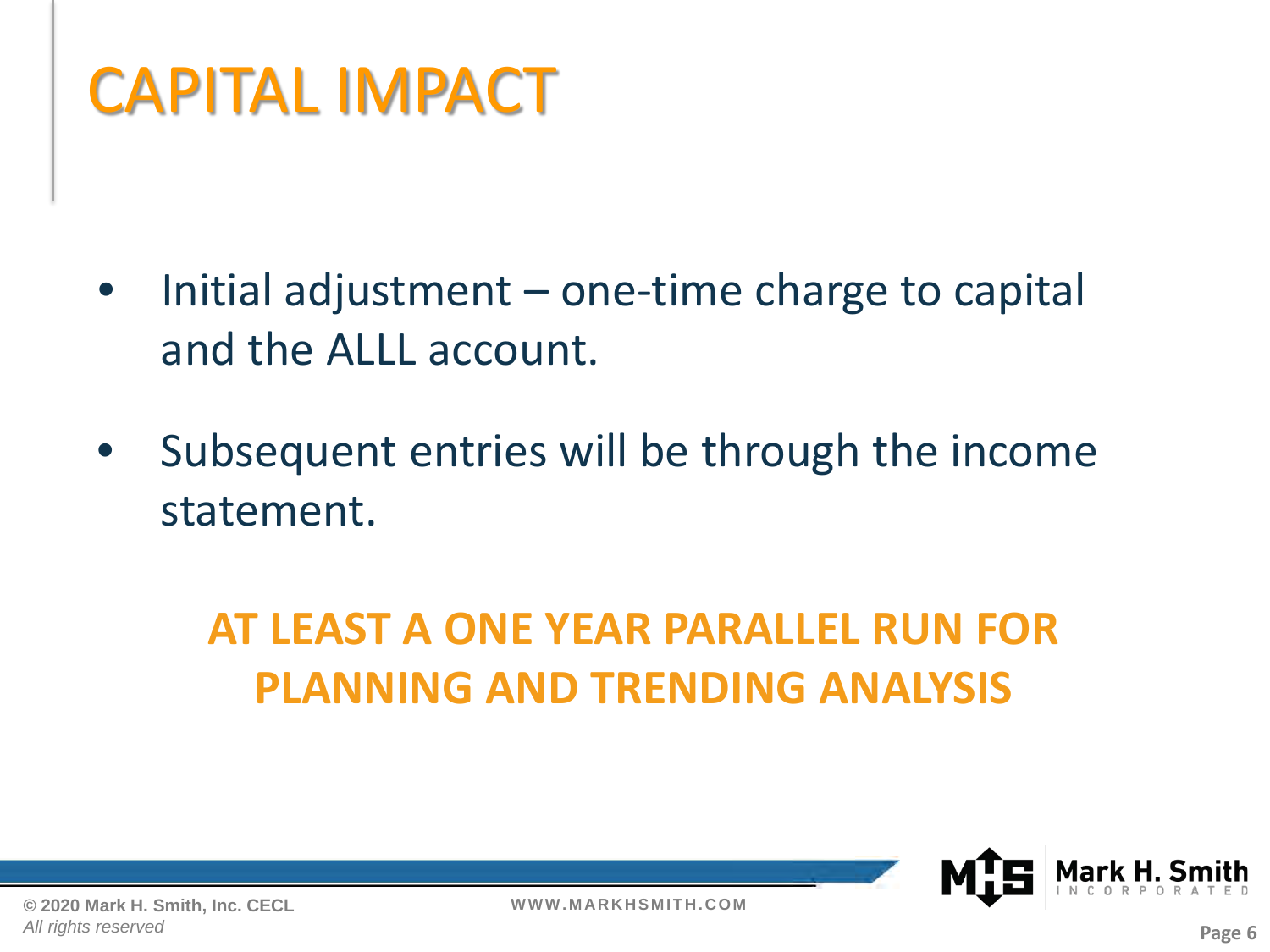# CAPITAL IMPACT

- Initial adjustment – one-time charge to capital and the ALLL account.
- Subsequent entries will be through the income statement.

**AT LEAST A ONE YEAR PARALLEL RUN FOR PLANNING AND TRENDING ANALYSIS**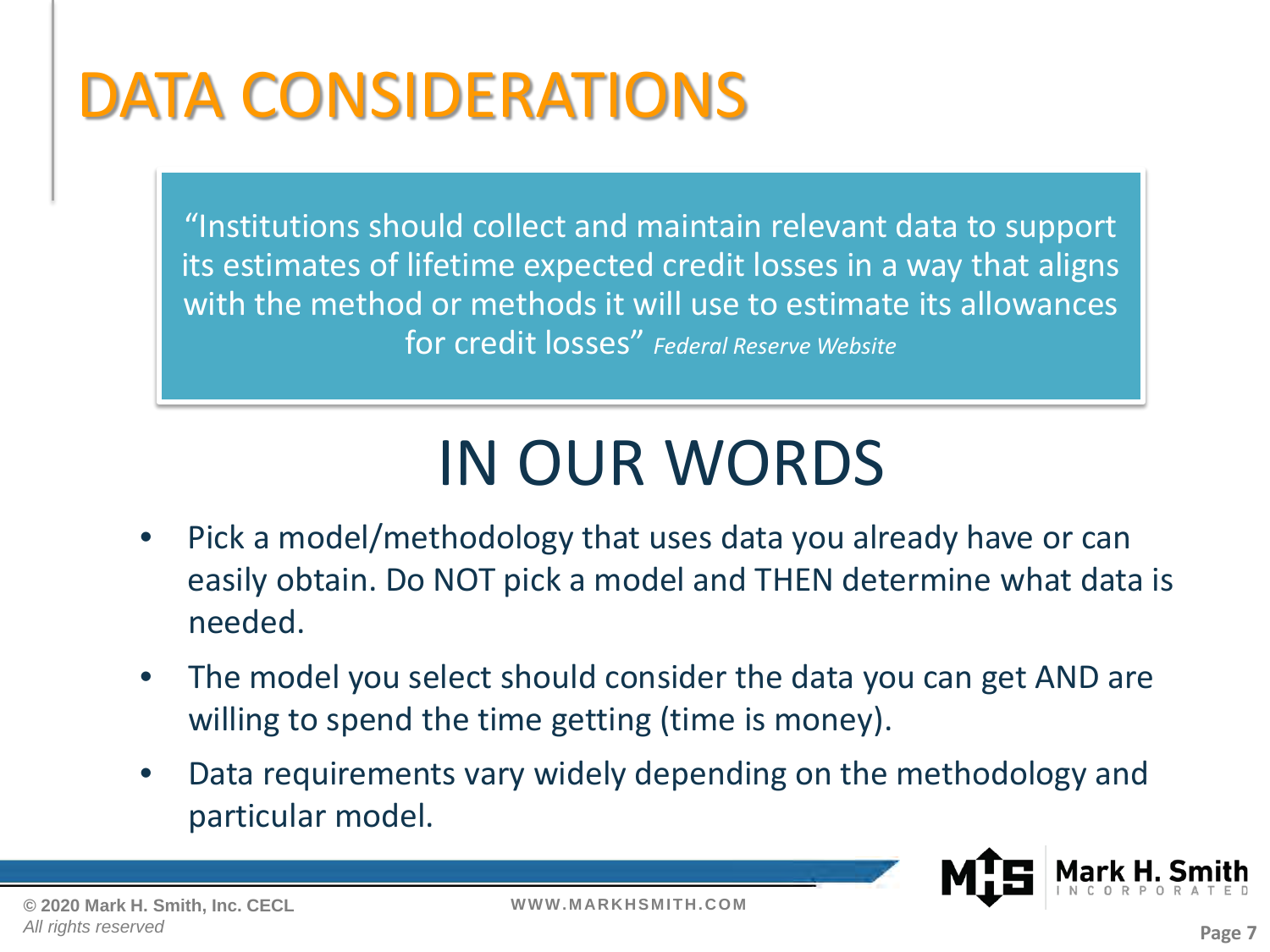# DATA CONSIDERATIONS

"Institutions should collect and maintain relevant data to support its estimates of lifetime expected credit losses in a way that aligns with the method or methods it will use to estimate its allowances for credit losses" *Federal Reserve Website*

## IN OUR WORDS

- Pick a model/methodology that uses data you already have or can easily obtain. Do NOT pick a model and THEN determine what data is needed.
- The model you select should consider the data you can get AND are willing to spend the time getting (time is money).
- Data requirements vary widely depending on the methodology and particular model.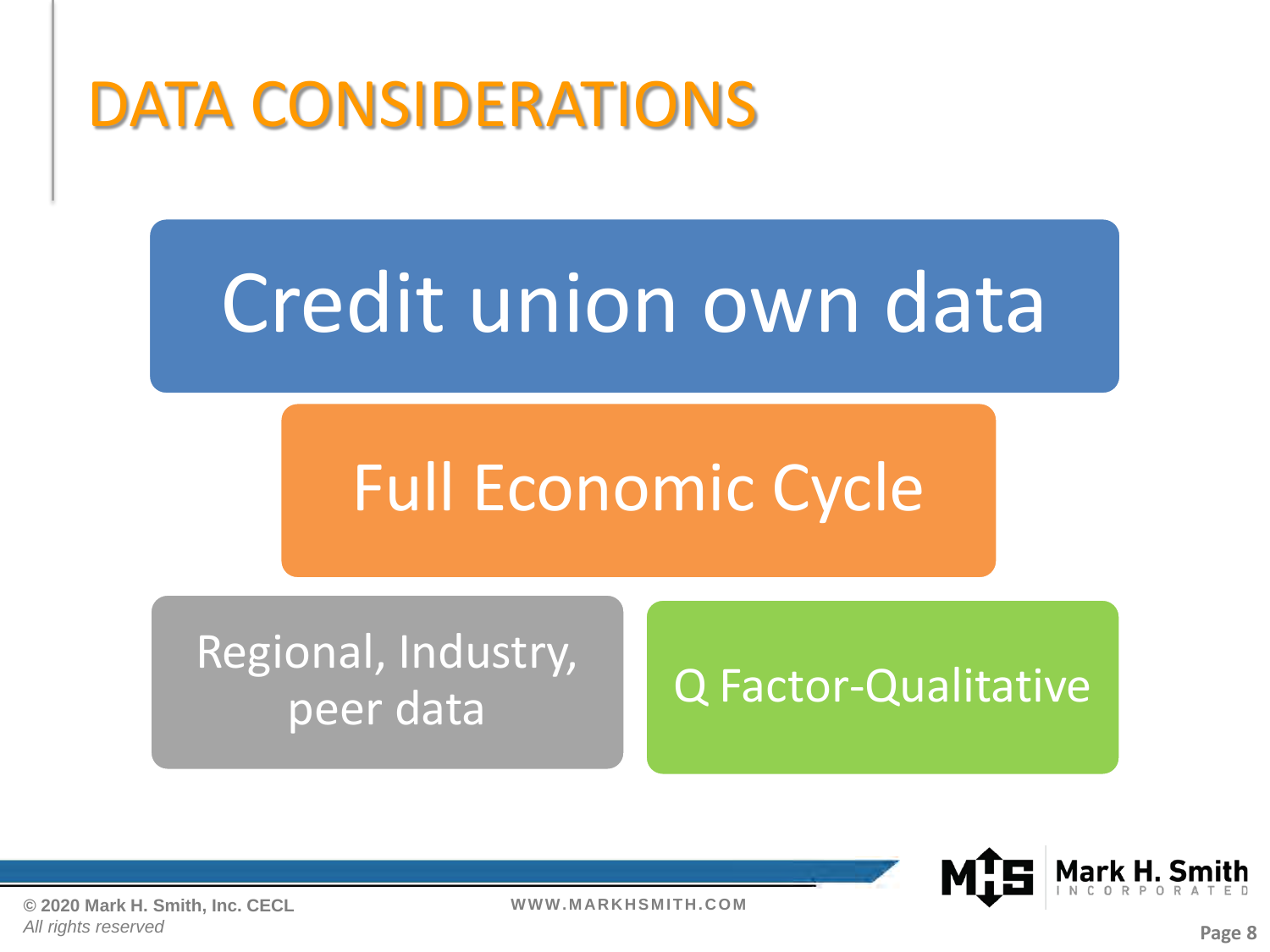# DATA CONSIDERATIONS

Credit union own data

Full Economic Cycle

Regional, Industry, peer data

Q Factor-Qualitative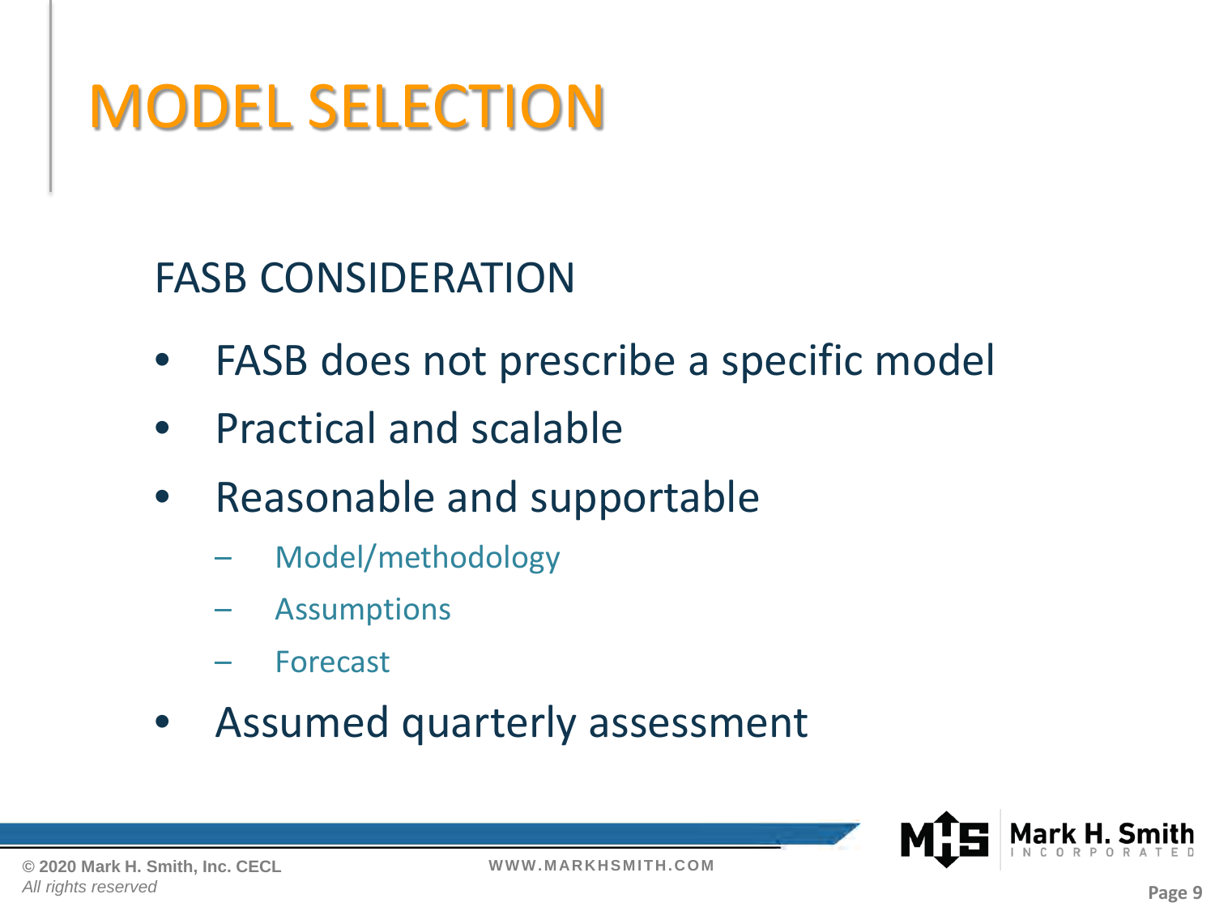# MODEL SELECTION

## FASB CONSIDERATION

- FASB does not prescribe a specific model
- Practical and scalable
- Reasonable and supportable
  - Model/methodology
  - Assumptions
  - Forecast
- Assumed quarterly assessment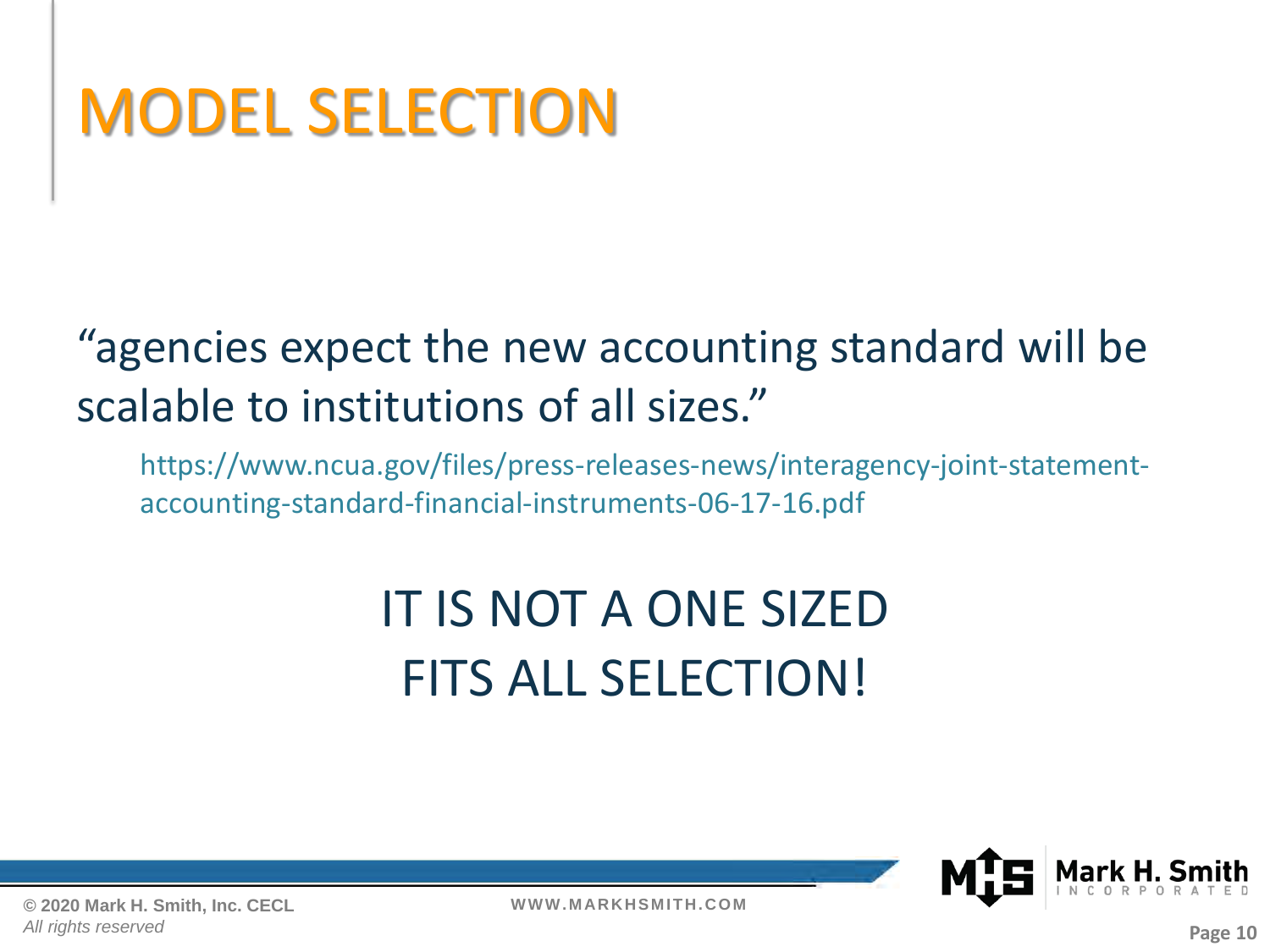# MODEL SELECTION

"agencies expect the new accounting standard will be scalable to institutions of all sizes."

https://www.ncua.gov/files/press-releases-news/interagency-joint-statement-accounting-standard-financial-instruments-06-17-16.pdf

IT IS NOT A ONE SIZED FITS ALL SELECTION!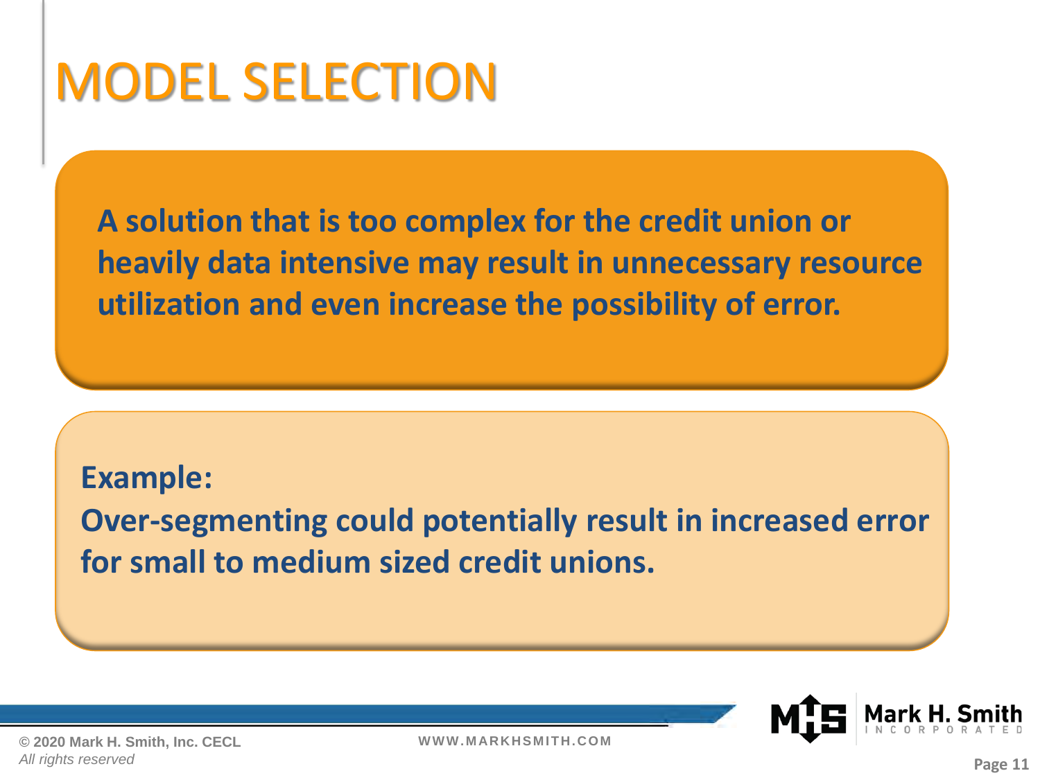# MODEL SELECTION

**A solution that is too complex for the credit union or heavily data intensive may result in unnecessary resource utilization and even increase the possibility of error.**

**Example:**

**Over-segmenting could potentially result in increased error for small to medium sized credit unions.**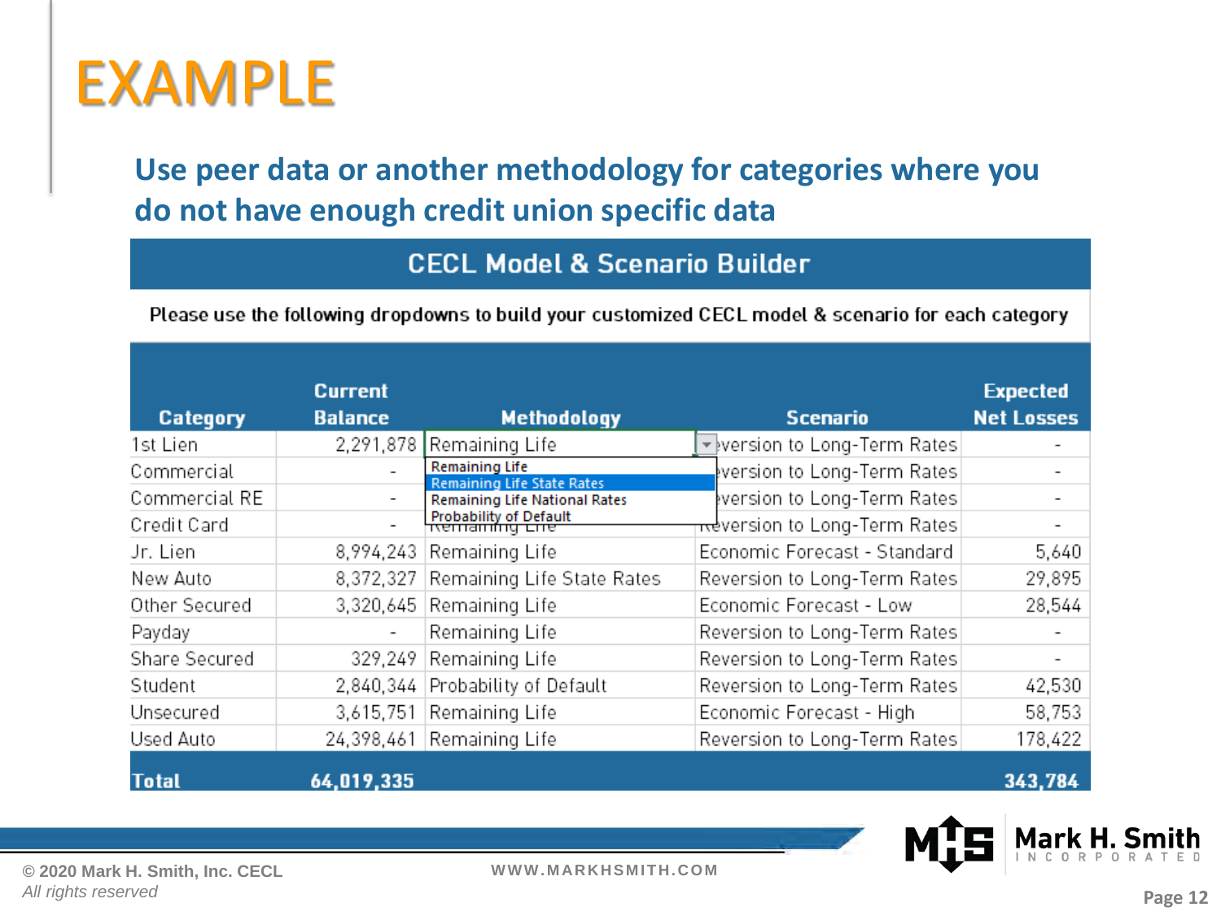# EXAMPLE

## Use peer data or another methodology for categories where you do not have enough credit union specific data

**CECL Model & Scenario Builder**

Please use the following dropdowns to build your customized CECL model & scenario for each category

| Category | Current Balance | Methodology | Scenario | Expected Net Losses |
|---|---|---|---|---|
| 1st Lien | 2,291,878 | Remaining Life | Reversion to Long-Term Rates | - |
| Commercial | - | Remaining Life | Reversion to Long-Term Rates | - |
| Commercial RE | - | Remaining Life State Rates | Reversion to Long-Term Rates | - |
| Credit Card | - | Remaining Life National Rates | Reversion to Long-Term Rates | - |
| Jr. Lien | 8,994,243 | Remaining Life | Economic Forecast - Standard | 5,640 |
| New Auto | 8,372,327 | Remaining Life State Rates | Reversion to Long-Term Rates | 29,895 |
| Other Secured | 3,320,645 | Remaining Life | Economic Forecast - Low | 28,544 |
| Payday | - | Remaining Life | Reversion to Long-Term Rates | - |
| Share Secured | 329,249 | Remaining Life | Reversion to Long-Term Rates | - |
| Student | 2,840,344 | Probability of Default | Reversion to Long-Term Rates | 42,530 |
| Unsecured | 3,615,751 | Remaining Life | Economic Forecast - High | 58,753 |
| Used Auto | 24,398,461 | Remaining Life | Reversion to Long-Term Rates | 178,422 |
| **Total** | **64,019,335** | | | **343,784** |

Dropdown options shown: Remaining Life; Remaining Life State Rates; Remaining Life National Rates; Probability of Default

© 2020 Mark H. Smith, Inc. CECL
*All rights reserved*

WWW.MARKHSMITH.COM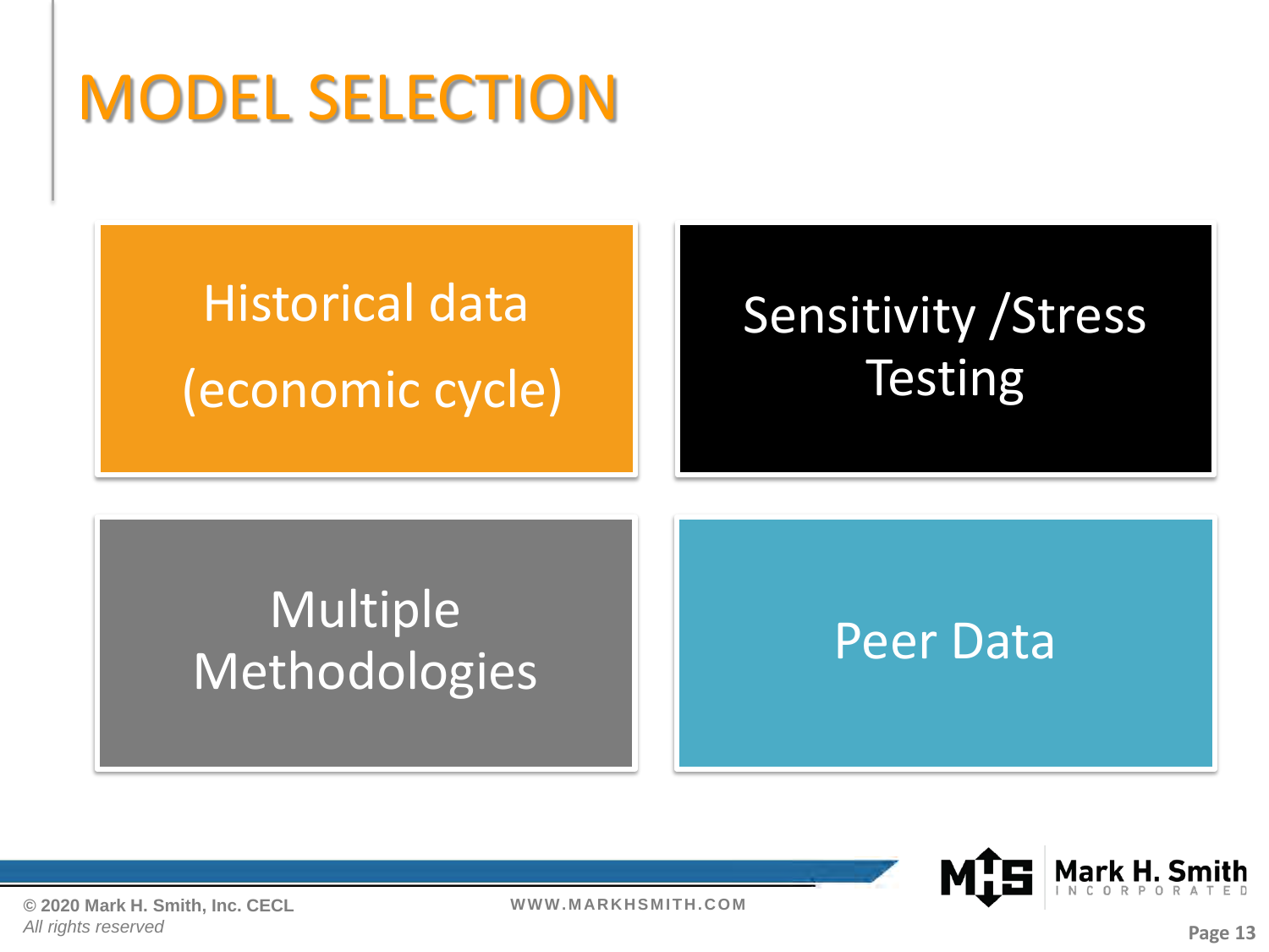# MODEL SELECTION

- Historical data (economic cycle)
- Sensitivity /Stress Testing
- Multiple Methodologies
- Peer Data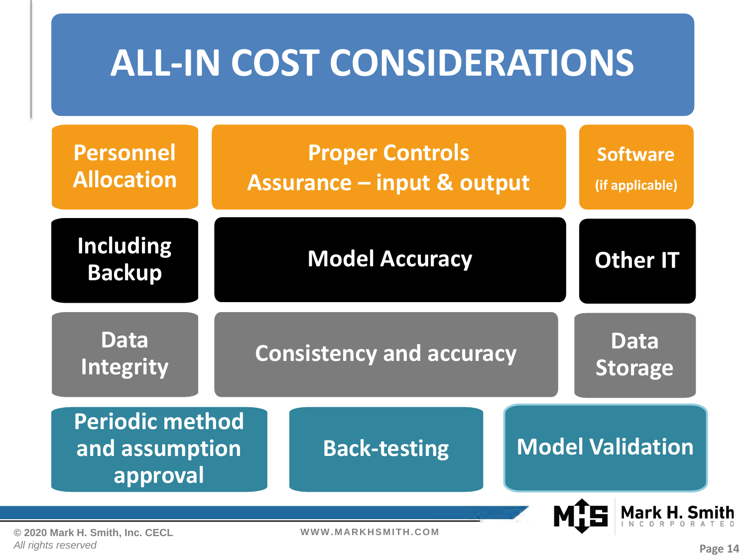# ALL-IN COST CONSIDERATIONS

| | | |
|---|---|---|
| **Personnel Allocation** | **Proper Controls Assurance – input & output** | **Software (if applicable)** |
| **Including Backup** | **Model Accuracy** | **Other IT** |
| **Data Integrity** | **Consistency and accuracy** | **Data Storage** |
| **Periodic method and assumption approval** | **Back-testing** | **Model Validation** |

© 2020 Mark H. Smith, Inc. CECL
*All rights reserved*

WWW.MARKHSMITH.COM

Mark H. Smith INCORPORATED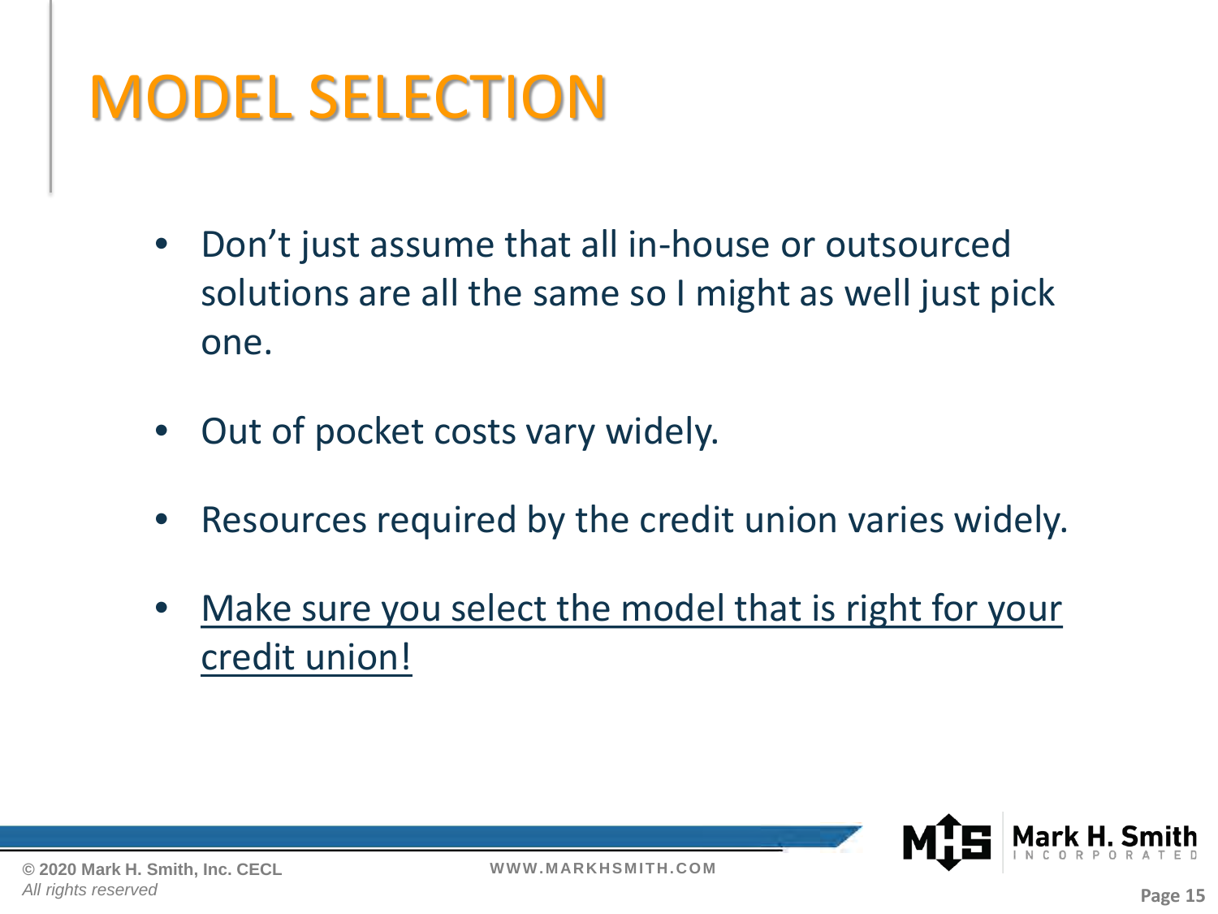# MODEL SELECTION

- Don’t just assume that all in-house or outsourced solutions are all the same so I might as well just pick one.
- Out of pocket costs vary widely.
- Resources required by the credit union varies widely.
- <u>Make sure you select the model that is right for your credit union!</u>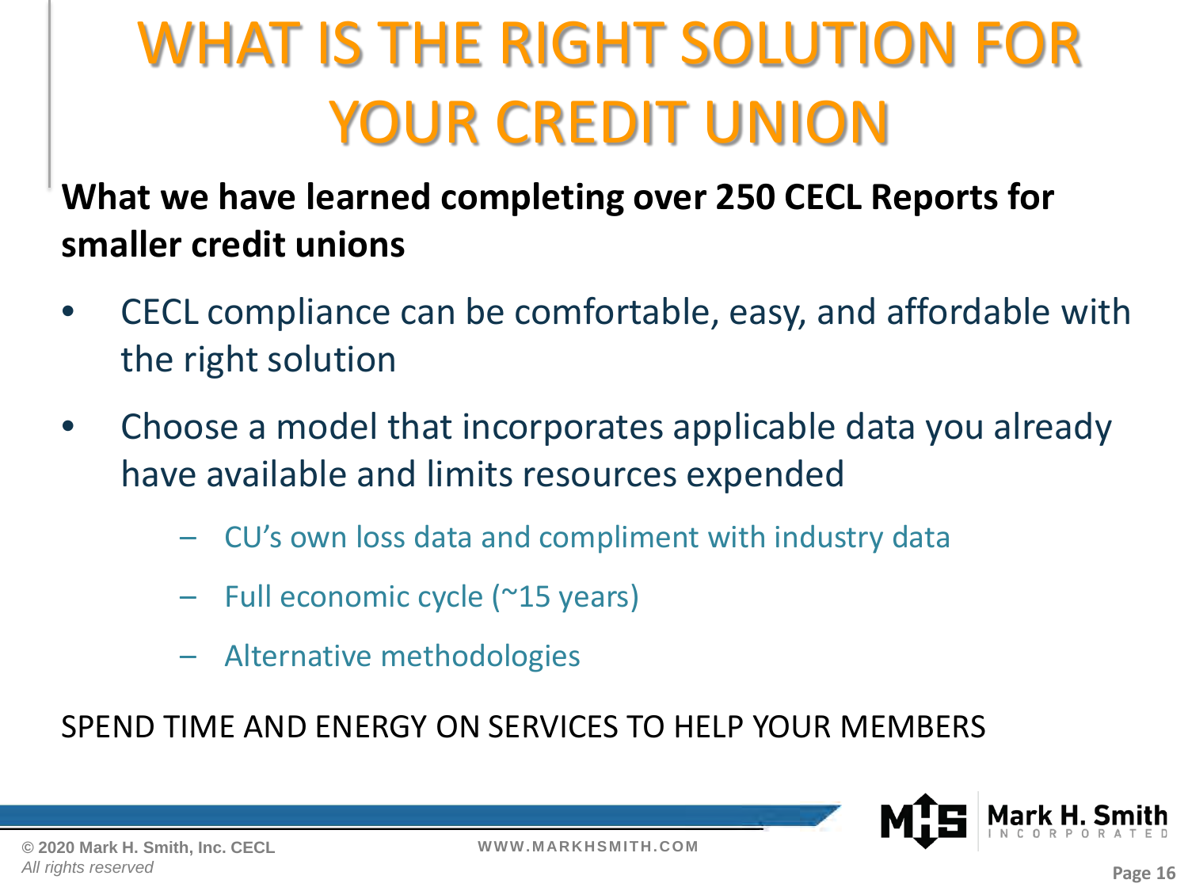# WHAT IS THE RIGHT SOLUTION FOR YOUR CREDIT UNION

**What we have learned completing over 250 CECL Reports for smaller credit unions**

- CECL compliance can be comfortable, easy, and affordable with the right solution
- Choose a model that incorporates applicable data you already have available and limits resources expended
  - CU's own loss data and compliment with industry data
  - Full economic cycle (~15 years)
  - Alternative methodologies

SPEND TIME AND ENERGY ON SERVICES TO HELP YOUR MEMBERS

© 2020 Mark H. Smith, Inc. CECL
*All rights reserved*

WWW.MARKHSMITH.COM

Mark H. Smith INCORPORATED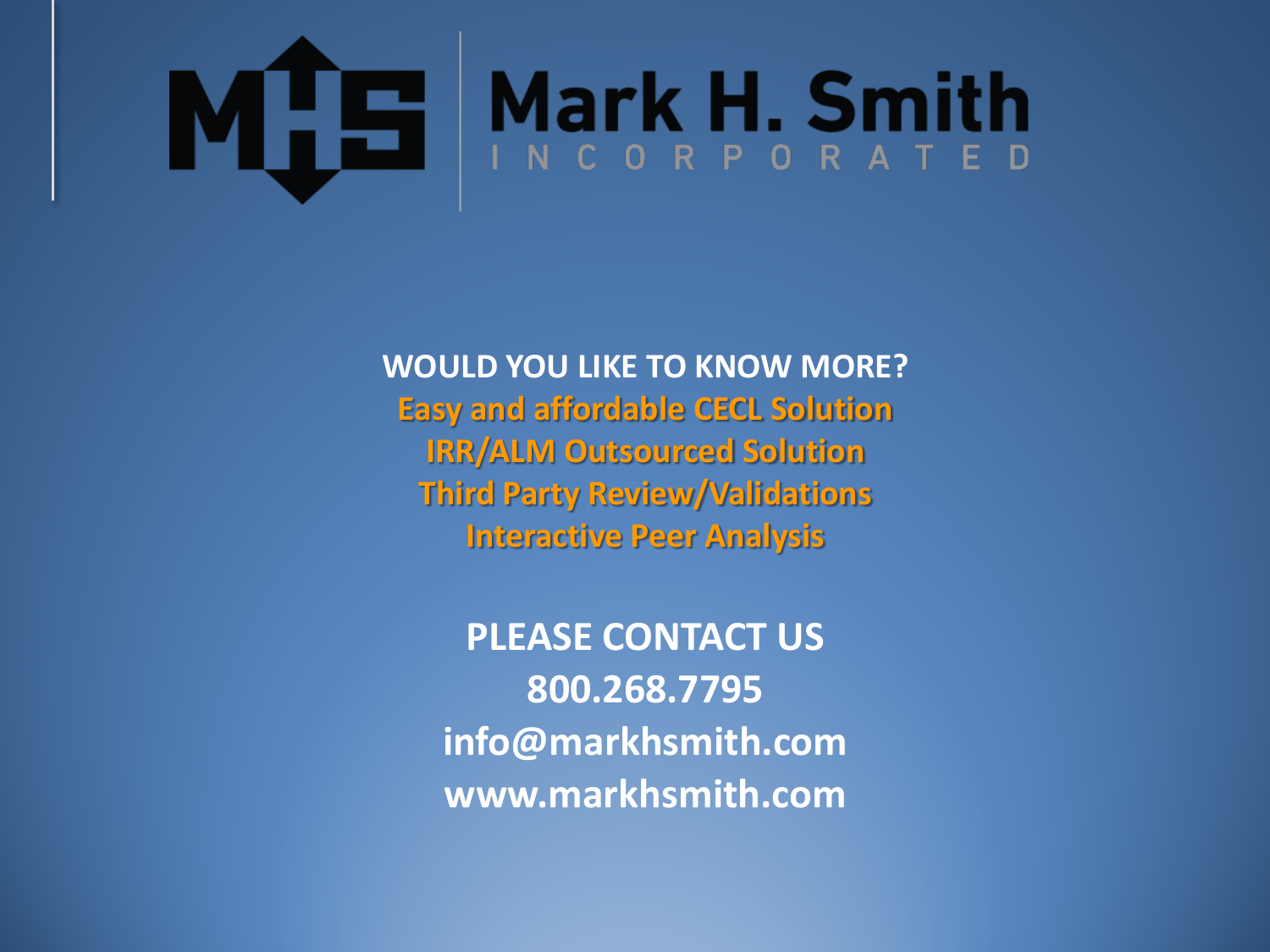# Mark H. Smith INCORPORATED

**WOULD YOU LIKE TO KNOW MORE?**

**Easy and affordable CECL Solution**
**IRR/ALM Outsourced Solution**
**Third Party Review/Validations**
**Interactive Peer Analysis**

**PLEASE CONTACT US**
**800.268.7795**
**info@markhsmith.com**
**www.markhsmith.com**